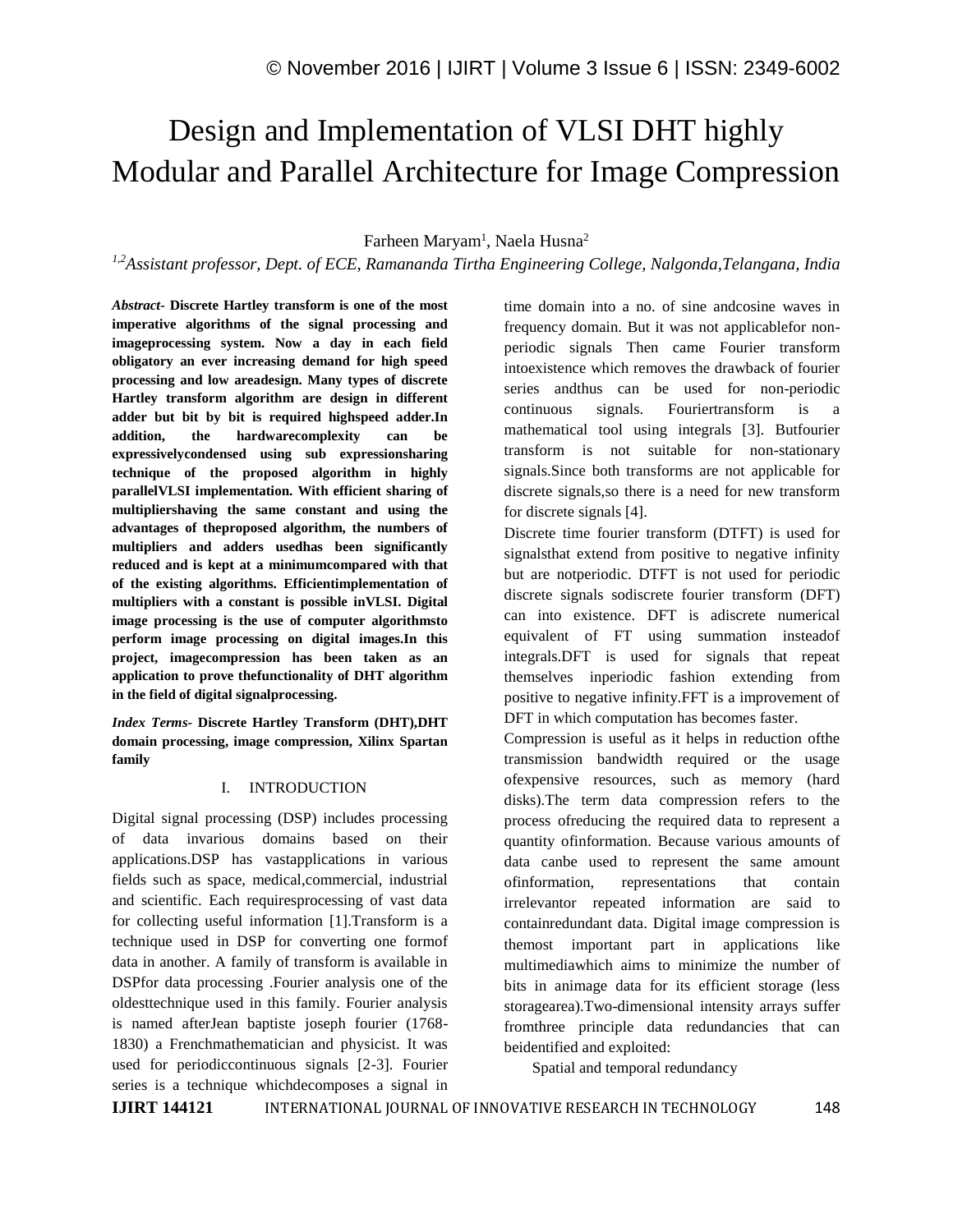# Design and Implementation of VLSI DHT highly Modular and Parallel Architecture for Image Compression

Farheen Maryam[1], Naela Husna[2]

*[1,2]Assistant professor, Dept. of ECE, Ramananda Tirtha Engineering College, Nalgonda,Telangana, India*

***Abstract-*** **Discrete Hartley transform is one of the most imperative algorithms of the signal processing and imageprocessing system. Now a day in each field obligatory an ever increasing demand for high speed processing and low areadesign. Many types of discrete Hartley transform algorithm are design in different adder but bit by bit is required highspeed adder.In addition, the hardwarecomplexity can be expressivelycondensed using sub expressionsharing technique of the proposed algorithm in highly parallelVLSI implementation. With efficient sharing of multipliershaving the same constant and using the advantages of theproposed algorithm, the numbers of multipliers and adders usedhas been significantly reduced and is kept at a minimumcompared with that of the existing algorithms. Efficientimplementation of multipliers with a constant is possible inVLSI. Digital image processing is the use of computer algorithmsto perform image processing on digital images.In this project, imagecompression has been taken as an application to prove thefunctionality of DHT algorithm in the field of digital signalprocessing.**

***Index Terms-*** **Discrete Hartley Transform (DHT),DHT domain processing, image compression, Xilinx Spartan family**

## I. INTRODUCTION

Digital signal processing (DSP) includes processing of data invarious domains based on their applications.DSP has vastapplications in various fields such as space, medical,commercial, industrial and scientific. Each requiresprocessing of vast data for collecting useful information [1].Transform is a technique used in DSP for converting one formof data in another. A family of transform is available in DSPfor data processing .Fourier analysis one of the oldesttechnique used in this family. Fourier analysis is named afterJean baptiste joseph fourier (1768-1830) a Frenchmathematician and physicist. It was used for periodiccontinuous signals [2-3]. Fourier series is a technique whichdecomposes a signal in time domain into a no. of sine andcosine waves in frequency domain. But it was not applicablefor non-periodic signals Then came Fourier transform intoexistence which removes the drawback of fourier series andthus can be used for non-periodic continuous signals. Fouriertransform is a mathematical tool using integrals [3]. Butfourier transform is not suitable for non-stationary signals.Since both transforms are not applicable for discrete signals,so there is a need for new transform for discrete signals [4].

Discrete time fourier transform (DTFT) is used for signalsthat extend from positive to negative infinity but are notperiodic. DTFT is not used for periodic discrete signals sodiscrete fourier transform (DFT) can into existence. DFT is adiscrete numerical equivalent of FT using summation insteadof integrals.DFT is used for signals that repeat themselves inperiodic fashion extending from positive to negative infinity.FFT is a improvement of DFT in which computation has becomes faster.

Compression is useful as it helps in reduction ofthe transmission bandwidth required or the usage ofexpensive resources, such as memory (hard disks).The term data compression refers to the process ofreducing the required data to represent a quantity ofinformation. Because various amounts of data canbe used to represent the same amount ofinformation, representations that contain irrelevantor repeated information are said to containredundant data. Digital image compression is themost important part in applications like multimediawhich aims to minimize the number of bits in animage data for its efficient storage (less storagearea).Two-dimensional intensity arrays suffer fromthree principle data redundancies that can beidentified and exploited:

Spatial and temporal redundancy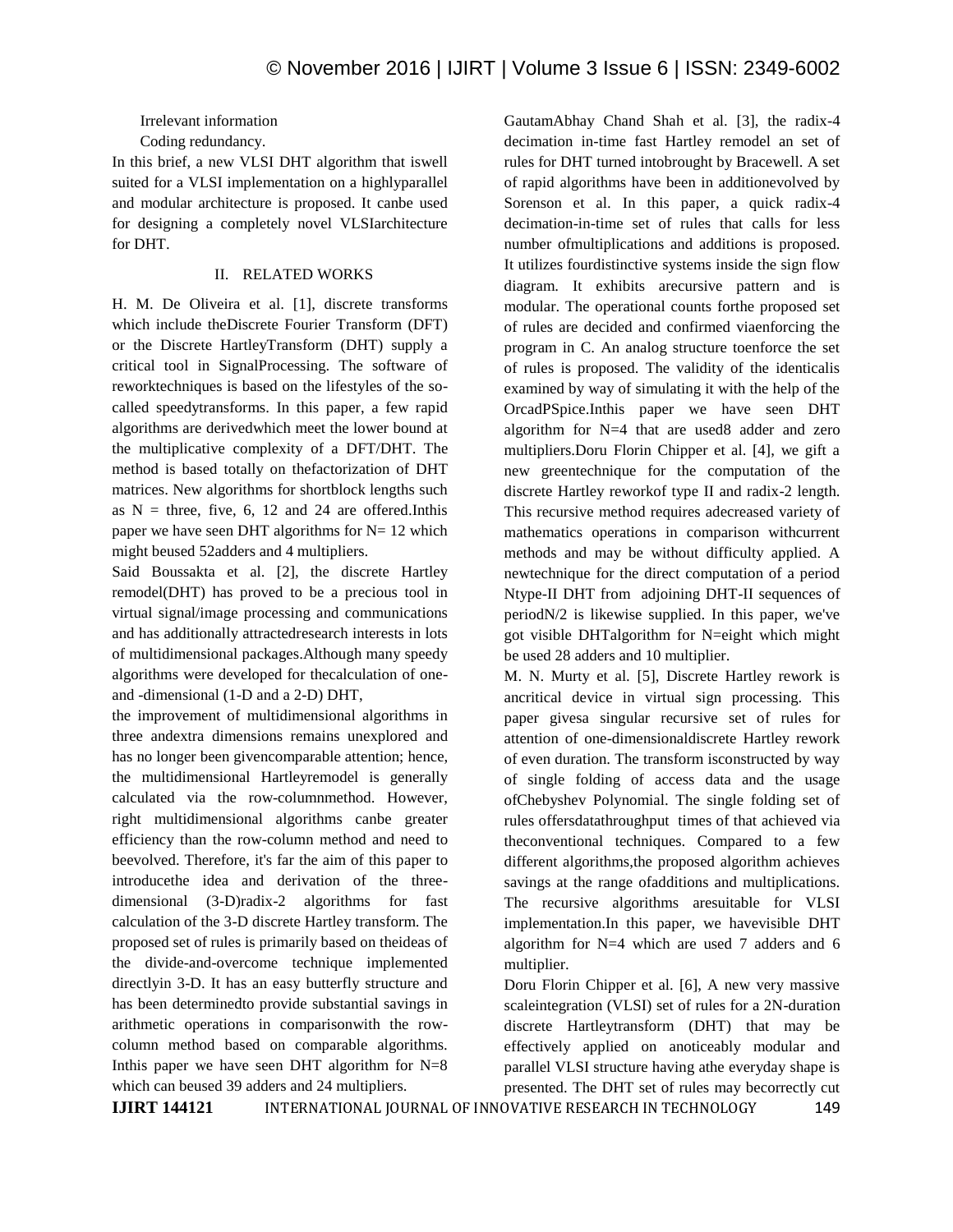Irrelevant information

Coding redundancy.

In this brief, a new VLSI DHT algorithm that iswell suited for a VLSI implementation on a highlyparallel and modular architecture is proposed. It canbe used for designing a completely novel VLSIarchitecture for DHT.

## II. RELATED WORKS

H. M. De Oliveira et al. [1], discrete transforms which include theDiscrete Fourier Transform (DFT) or the Discrete HartleyTransform (DHT) supply a critical tool in SignalProcessing. The software of reworktechniques is based on the lifestyles of the so-called speedytransforms. In this paper, a few rapid algorithms are derivedwhich meet the lower bound at the multiplicative complexity of a DFT/DHT. The method is based totally on thefactorization of DHT matrices. New algorithms for shortblock lengths such as N = three, five, 6, 12 and 24 are offered.Inthis paper we have seen DHT algorithms for N= 12 which might beused 52adders and 4 multipliers.

Said Boussakta et al. [2], the discrete Hartley remodel(DHT) has proved to be a precious tool in virtual signal/image processing and communications and has additionally attractedresearch interests in lots of multidimensional packages.Although many speedy algorithms were developed for thecalculation of one- and -dimensional (1-D and a 2-D) DHT,

the improvement of multidimensional algorithms in three andextra dimensions remains unexplored and has no longer been givencomparable attention; hence, the multidimensional Hartleyremodel is generally calculated via the row-columnmethod. However, right multidimensional algorithms canbe greater efficiency than the row-column method and need to beevolved. Therefore, it's far the aim of this paper to introducethe idea and derivation of the three-dimensional (3-D)radix-2 algorithms for fast calculation of the 3-D discrete Hartley transform. The proposed set of rules is primarily based on theideas of the divide-and-overcome technique implemented directlyin 3-D. It has an easy butterfly structure and has been determinedto provide substantial savings in arithmetic operations in comparisonwith the row-column method based on comparable algorithms. Inthis paper we have seen DHT algorithm for N=8 which can beused 39 adders and 24 multipliers.

GautamAbhay Chand Shah et al. [3], the radix-4 decimation in-time fast Hartley remodel an set of rules for DHT turned intobrought by Bracewell. A set of rapid algorithms have been in additionevolved by Sorenson et al. In this paper, a quick radix-4 decimation-in-time set of rules that calls for less number ofmultiplications and additions is proposed. It utilizes fourdistinctive systems inside the sign flow diagram. It exhibits arecursive pattern and is modular. The operational counts forthe proposed set of rules are decided and confirmed viaenforcing the program in C. An analog structure toenforce the set of rules is proposed. The validity of the identicalis examined by way of simulating it with the help of the OrcadPSpice.Inthis paper we have seen DHT algorithm for N=4 that are used8 adder and zero multipliers.Doru Florin Chipper et al. [4], we gift a new greentechnique for the computation of the discrete Hartley reworkof type II and radix-2 length. This recursive method requires adecreased variety of mathematics operations in comparison withcurrent methods and may be without difficulty applied. A newtechnique for the direct computation of a period Ntype-II DHT from adjoining DHT-II sequences of periodN/2 is likewise supplied. In this paper, we've got visible DHTalgorithm for N=eight which might be used 28 adders and 10 multiplier.

M. N. Murty et al. [5], Discrete Hartley rework is ancritical device in virtual sign processing. This paper givesa singular recursive set of rules for attention of one-dimensionaldiscrete Hartley rework of even duration. The transform isconstructed by way of single folding of access data and the usage ofChebyshev Polynomial. The single folding set of rules offersdatathroughput times of that achieved via theconventional techniques. Compared to a few different algorithms,the proposed algorithm achieves savings at the range ofadditions and multiplications. The recursive algorithms aresuitable for VLSI implementation.In this paper, we havevisible DHT algorithm for N=4 which are used 7 adders and 6 multiplier.

Doru Florin Chipper et al. [6], A new very massive scaleintegration (VLSI) set of rules for a 2N-duration discrete Hartleytransform (DHT) that may be effectively applied on anoticeably modular and parallel VLSI structure having athe everyday shape is presented. The DHT set of rules may becorrectly cut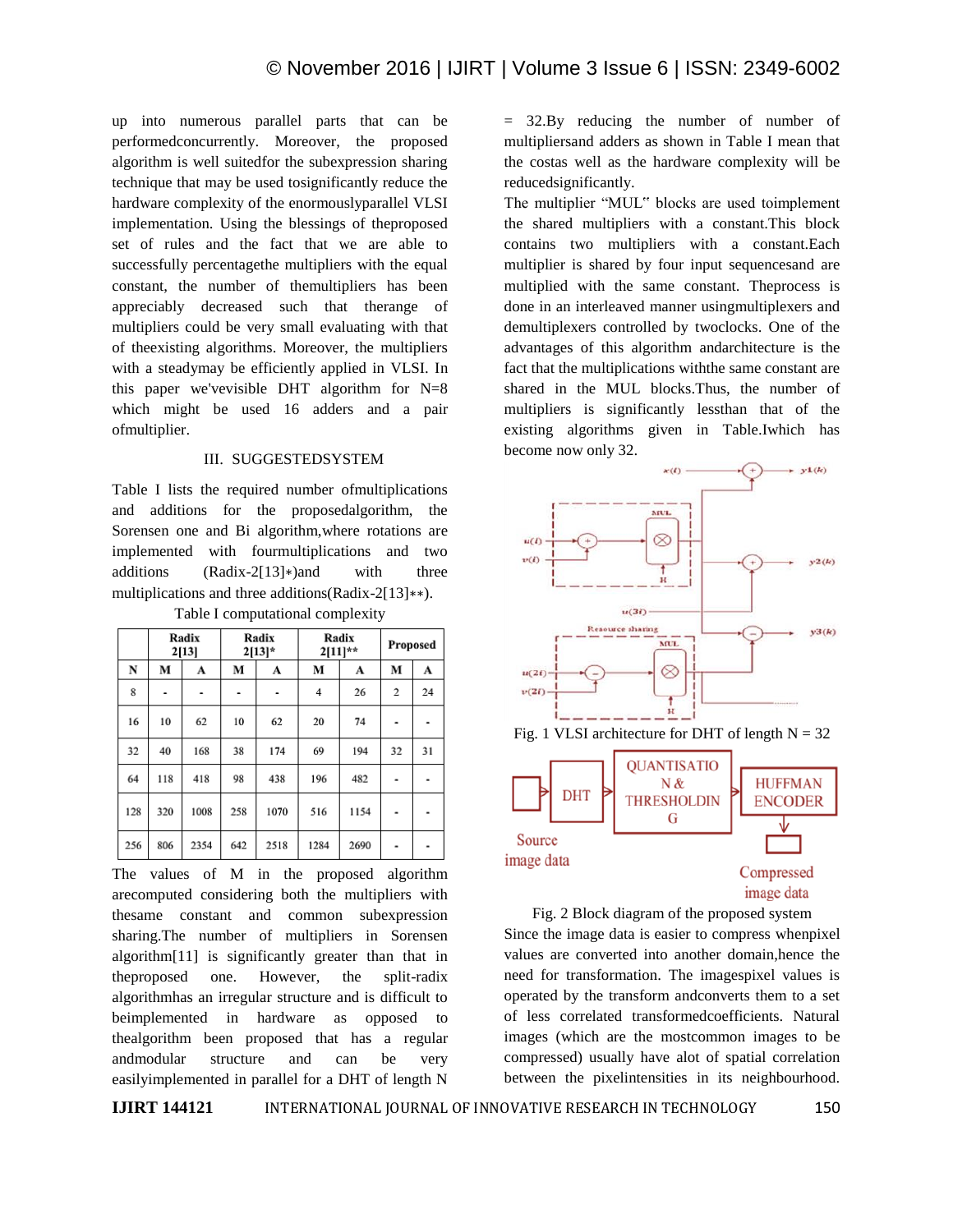up into numerous parallel parts that can be performedconcurrently. Moreover, the proposed algorithm is well suitedfor the subexpression sharing technique that may be used tosignificantly reduce the hardware complexity of the enormouslyparallel VLSI implementation. Using the blessings of theproposed set of rules and the fact that we are able to successfully percentagethe multipliers with the equal constant, the number of themultipliers has been appreciably decreased such that therange of multipliers could be very small evaluating with that of theexisting algorithms. Moreover, the multipliers with a steadymay be efficiently applied in VLSI. In this paper we'vevisible DHT algorithm for N=8 which might be used 16 adders and a pair ofmultiplier.

## III. SUGGESTEDSYSTEM

Table I lists the required number ofmultiplications and additions for the proposedalgorithm, the Sorensen one and Bi algorithm,where rotations are implemented with fourmultiplications and two additions (Radix-2[13]*)and with three multiplications and three additions(Radix-2[13]**).

Table I computational complexity

| | Radix 2[13] | | Radix 2[13]* | | Radix 2[11]** | | Proposed | |
|---|---|---|---|---|---|---|---|---|
| N | M | A | M | A | M | A | M | A |
| 8 | - | - | - | - | 4 | 26 | 2 | 24 |
| 16 | 10 | 62 | 10 | 62 | 20 | 74 | - | - |
| 32 | 40 | 168 | 38 | 174 | 69 | 194 | 32 | 31 |
| 64 | 118 | 418 | 98 | 438 | 196 | 482 | - | - |
| 128 | 320 | 1008 | 258 | 1070 | 516 | 1154 | - | - |
| 256 | 806 | 2354 | 642 | 2518 | 1284 | 2690 | - | - |

The values of M in the proposed algorithm arecomputed considering both the multipliers with thesame constant and common subexpression sharing.The number of multipliers in Sorensen algorithm[11] is significantly greater than that in theproposed one. However, the split-radix algorithmhas an irregular structure and is difficult to beimplemented in hardware as opposed to thealgorithm been proposed that has a regular andmodular structure and can be very easilyimplemented in parallel for a DHT of length N = 32.By reducing the number of number of multipliersand adders as shown in Table I mean that the costas well as the hardware complexity will be reducedsignificantly.

The multiplier "MUL" blocks are used toimplement the shared multipliers with a constant.This block contains two multipliers with a constant.Each multiplier is shared by four input sequencesand are multiplied with the same constant. Theprocess is done in an interleaved manner usingmultiplexers and demultiplexers controlled by twoclocks. One of the advantages of this algorithm andarchitecture is the fact that the multiplications withthe same constant are shared in the MUL blocks.Thus, the number of multipliers is significantly lessthan that of the existing algorithms given in Table.Iwhich has become now only 32.

Fig. 1 VLSI architecture for DHT of length N = 32

Fig. 2 Block diagram of the proposed system

Since the image data is easier to compress whenpixel values are converted into another domain,hence the need for transformation. The imagespixel values is operated by the transform andconverts them to a set of less correlated transformedcoefficients. Natural images (which are the mostcommon images to be compressed) usually have alot of spatial correlation between the pixelintensities in its neighbourhood.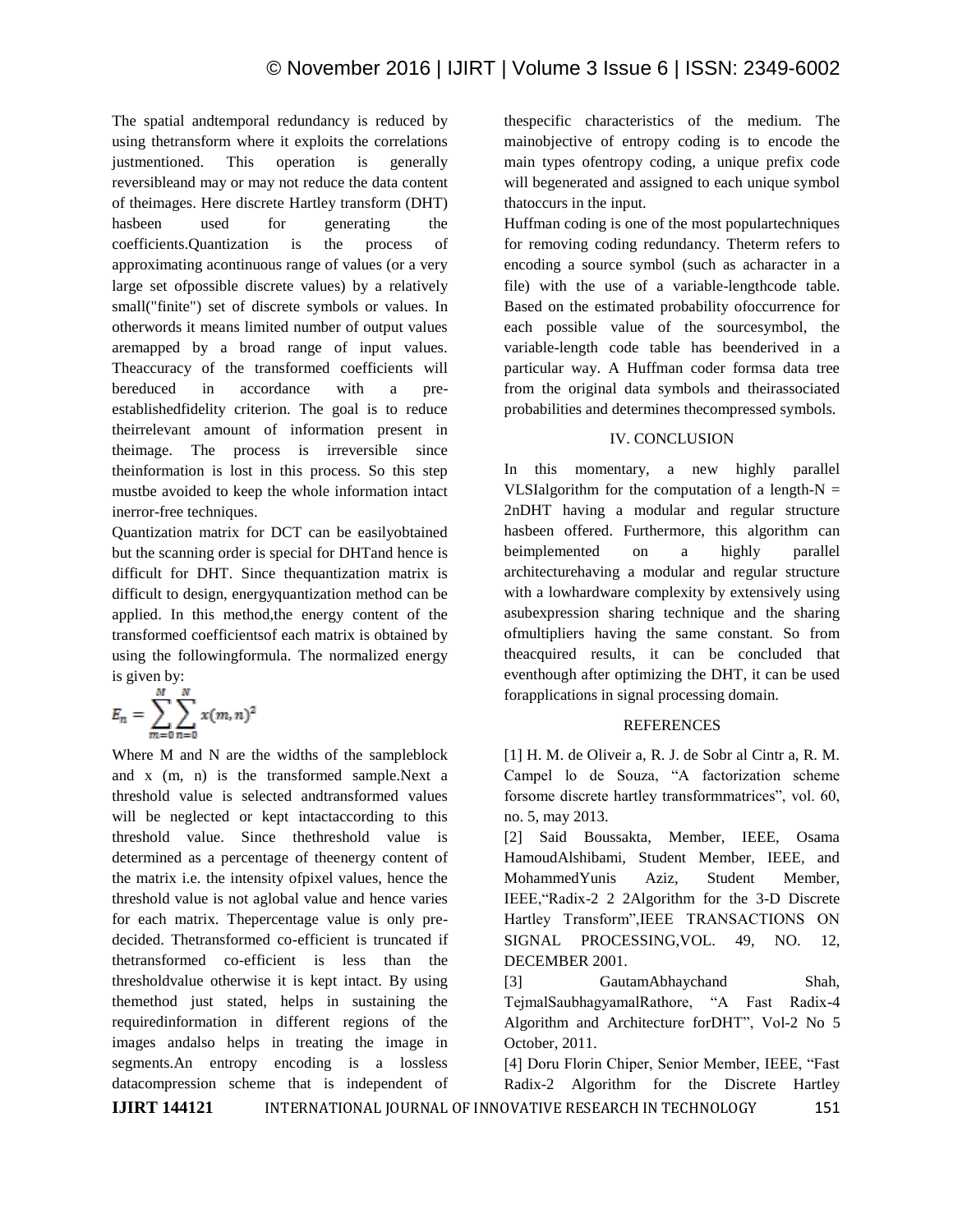The spatial andtemporal redundancy is reduced by using thetransform where it exploits the correlations justmentioned. This operation is generally reversibleand may or may not reduce the data content of theimages. Here discrete Hartley transform (DHT) hasbeen used for generating the coefficients.Quantization is the process of approximating acontinuous range of values (or a very large set ofpossible discrete values) by a relatively small("finite") set of discrete symbols or values. In otherwords it means limited number of output values aremapped by a broad range of input values. Theaccuracy of the transformed coefficients will bereduced in accordance with a pre-establishedfidelity criterion. The goal is to reduce theirrelevant amount of information present in theimage. The process is irreversible since theinformation is lost in this process. So this step mustbe avoided to keep the whole information intact inerror-free techniques.

Quantization matrix for DCT can be easilyobtained but the scanning order is special for DHTand hence is difficult for DHT. Since thequantization matrix is difficult to design, energyquantization method can be applied. In this method,the energy content of the transformed coefficientsof each matrix is obtained by using the followingformula. The normalized energy is given by:

$$E_n = \sum_{m=0}^{M} \sum_{n=0}^{N} x(m,n)^2$$

Where M and N are the widths of the sampleblock and x (m, n) is the transformed sample.Next a threshold value is selected andtransformed values will be neglected or kept intactaccording to this threshold value. Since thethreshold value is determined as a percentage of theenergy content of the matrix i.e. the intensity ofpixel values, hence the threshold value is not aglobal value and hence varies for each matrix. Thepercentage value is only pre-decided. Thetransformed co-efficient is truncated if thetransformed co-efficient is less than the thresholdvalue otherwise it is kept intact. By using themethod just stated, helps in sustaining the requiredinformation in different regions of the images andalso helps in treating the image in segments.An entropy encoding is a lossless datacompression scheme that is independent of thespecific characteristics of the medium. The mainobjective of entropy coding is to encode the main types ofentropy coding, a unique prefix code will begenerated and assigned to each unique symbol thatoccurs in the input.

Huffman coding is one of the most populartechniques for removing coding redundancy. Theterm refers to encoding a source symbol (such as acharacter in a file) with the use of a variable-lengthcode table. Based on the estimated probability ofoccurrence for each possible value of the sourcesymbol, the variable-length code table has beenderived in a particular way. A Huffman coder formsa data tree from the original data symbols and theirassociated probabilities and determines thecompressed symbols.

## IV. CONCLUSION

In this momentary, a new highly parallel VLSIalgorithm for the computation of a length-N = 2nDHT having a modular and regular structure hasbeen offered. Furthermore, this algorithm can beimplemented on a highly parallel architecturehaving a modular and regular structure with a lowhardware complexity by extensively using asubexpression sharing technique and the sharing ofmultipliers having the same constant. So from theacquired results, it can be concluded that eventhough after optimizing the DHT, it can be used forapplications in signal processing domain.

## REFERENCES

[1] H. M. de Oliveir a, R. J. de Sobr al Cintr a, R. M. Campel lo de Souza, "A factorization scheme forsome discrete hartley transformmatrices", vol. 60, no. 5, may 2013.

[2] Said Boussakta, Member, IEEE, Osama HamoudAlshibami, Student Member, IEEE, and MohammedYunis Aziz, Student Member, IEEE,"Radix-2 2 2Algorithm for the 3-D Discrete Hartley Transform",IEEE TRANSACTIONS ON SIGNAL PROCESSING,VOL. 49, NO. 12, DECEMBER 2001.

[3] GautamAbhaychand Shah, TejmalSaubhagyamalRathore, "A Fast Radix-4 Algorithm and Architecture forDHT", Vol-2 No 5 October, 2011.

[4] Doru Florin Chiper, Senior Member, IEEE, "Fast Radix-2 Algorithm for the Discrete Hartley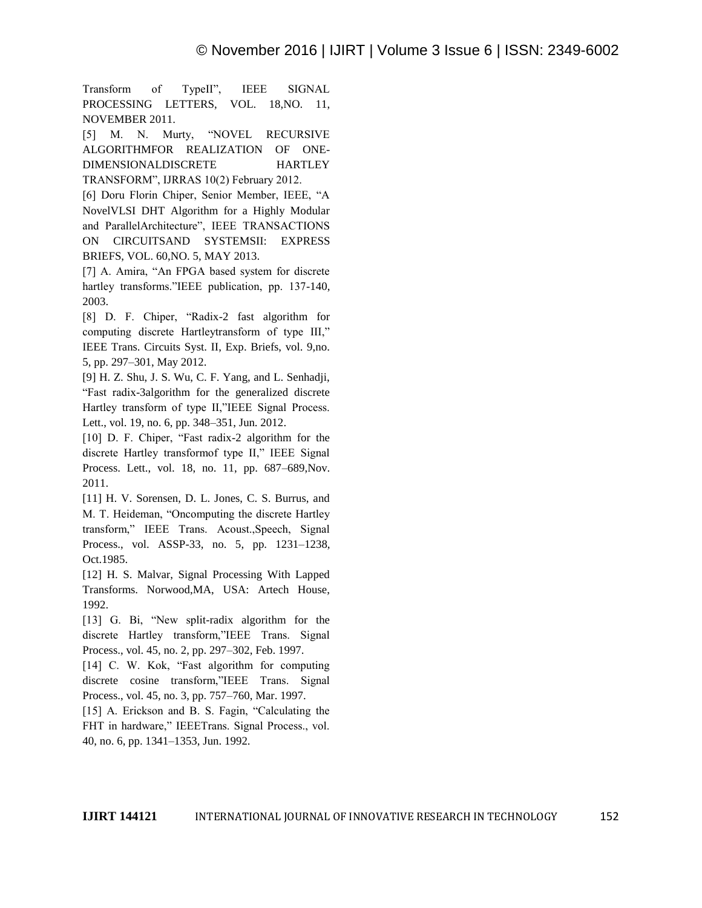Transform of TypeII", IEEE SIGNAL PROCESSING LETTERS, VOL. 18,NO. 11, NOVEMBER 2011.

[5] M. N. Murty, "NOVEL RECURSIVE ALGORITHMFOR REALIZATION OF ONE-DIMENSIONALDISCRETE HARTLEY TRANSFORM", IJRRAS 10(2) February 2012.

[6] Doru Florin Chiper, Senior Member, IEEE, "A NovelVLSI DHT Algorithm for a Highly Modular and ParallelArchitecture", IEEE TRANSACTIONS ON CIRCUITSAND SYSTEMSII: EXPRESS BRIEFS, VOL. 60,NO. 5, MAY 2013.

[7] A. Amira, "An FPGA based system for discrete hartley transforms."IEEE publication, pp. 137-140, 2003.

[8] D. F. Chiper, "Radix-2 fast algorithm for computing discrete Hartleytransform of type III," IEEE Trans. Circuits Syst. II, Exp. Briefs, vol. 9,no. 5, pp. 297–301, May 2012.

[9] H. Z. Shu, J. S. Wu, C. F. Yang, and L. Senhadji, "Fast radix-3algorithm for the generalized discrete Hartley transform of type II,"IEEE Signal Process. Lett., vol. 19, no. 6, pp. 348–351, Jun. 2012.

[10] D. F. Chiper, "Fast radix-2 algorithm for the discrete Hartley transformof type II," IEEE Signal Process. Lett., vol. 18, no. 11, pp. 687–689,Nov. 2011.

[11] H. V. Sorensen, D. L. Jones, C. S. Burrus, and M. T. Heideman, "Oncomputing the discrete Hartley transform," IEEE Trans. Acoust.,Speech, Signal Process., vol. ASSP-33, no. 5, pp. 1231–1238, Oct.1985.

[12] H. S. Malvar, Signal Processing With Lapped Transforms. Norwood,MA, USA: Artech House, 1992.

[13] G. Bi, "New split-radix algorithm for the discrete Hartley transform,"IEEE Trans. Signal Process., vol. 45, no. 2, pp. 297–302, Feb. 1997.

[14] C. W. Kok, "Fast algorithm for computing discrete cosine transform,"IEEE Trans. Signal Process., vol. 45, no. 3, pp. 757–760, Mar. 1997.

[15] A. Erickson and B. S. Fagin, "Calculating the FHT in hardware," IEEETrans. Signal Process., vol. 40, no. 6, pp. 1341–1353, Jun. 1992.